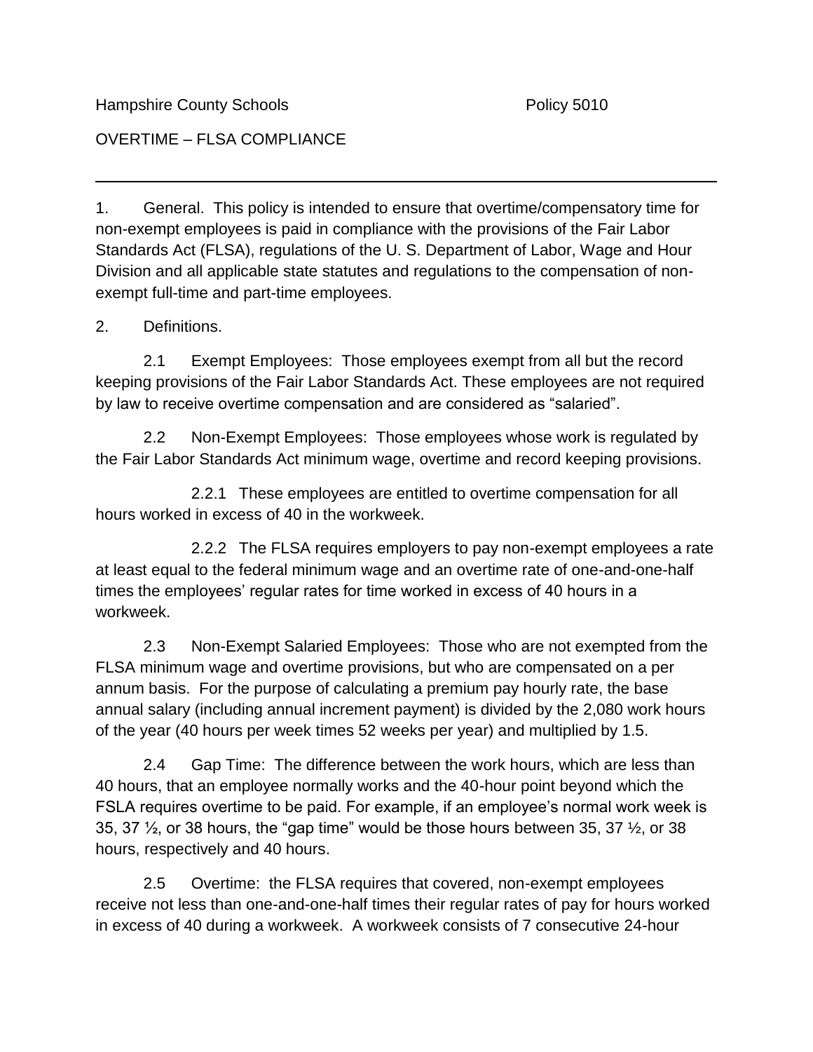Hampshire County Schools Policy 5010

OVERTIME – FLSA COMPLIANCE

---

1. General. This policy is intended to ensure that overtime/compensatory time for non-exempt employees is paid in compliance with the provisions of the Fair Labor Standards Act (FLSA), regulations of the U. S. Department of Labor, Wage and Hour Division and all applicable state statutes and regulations to the compensation of non-exempt full-time and part-time employees.

2. Definitions.

2.1 Exempt Employees: Those employees exempt from all but the record keeping provisions of the Fair Labor Standards Act. These employees are not required by law to receive overtime compensation and are considered as "salaried".

2.2 Non-Exempt Employees: Those employees whose work is regulated by the Fair Labor Standards Act minimum wage, overtime and record keeping provisions.

2.2.1 These employees are entitled to overtime compensation for all hours worked in excess of 40 in the workweek.

2.2.2 The FLSA requires employers to pay non-exempt employees a rate at least equal to the federal minimum wage and an overtime rate of one-and-one-half times the employees' regular rates for time worked in excess of 40 hours in a workweek.

2.3 Non-Exempt Salaried Employees: Those who are not exempted from the FLSA minimum wage and overtime provisions, but who are compensated on a per annum basis. For the purpose of calculating a premium pay hourly rate, the base annual salary (including annual increment payment) is divided by the 2,080 work hours of the year (40 hours per week times 52 weeks per year) and multiplied by 1.5.

2.4 Gap Time: The difference between the work hours, which are less than 40 hours, that an employee normally works and the 40-hour point beyond which the FSLA requires overtime to be paid. For example, if an employee's normal work week is 35, 37 ½, or 38 hours, the "gap time" would be those hours between 35, 37 ½, or 38 hours, respectively and 40 hours.

2.5 Overtime: the FLSA requires that covered, non-exempt employees receive not less than one-and-one-half times their regular rates of pay for hours worked in excess of 40 during a workweek. A workweek consists of 7 consecutive 24-hour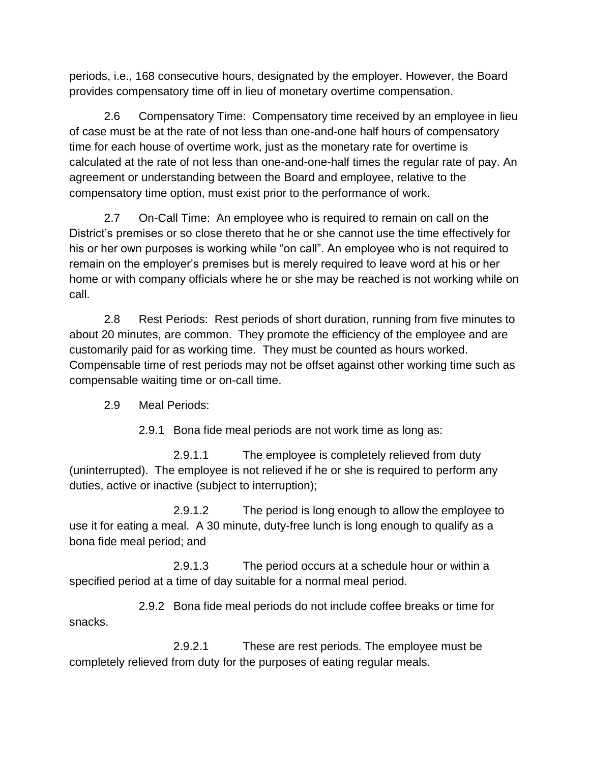periods, i.e., 168 consecutive hours, designated by the employer. However, the Board provides compensatory time off in lieu of monetary overtime compensation.

2.6 Compensatory Time: Compensatory time received by an employee in lieu of case must be at the rate of not less than one-and-one half hours of compensatory time for each house of overtime work, just as the monetary rate for overtime is calculated at the rate of not less than one-and-one-half times the regular rate of pay. An agreement or understanding between the Board and employee, relative to the compensatory time option, must exist prior to the performance of work.

2.7 On-Call Time: An employee who is required to remain on call on the District's premises or so close thereto that he or she cannot use the time effectively for his or her own purposes is working while "on call". An employee who is not required to remain on the employer's premises but is merely required to leave word at his or her home or with company officials where he or she may be reached is not working while on call.

2.8 Rest Periods: Rest periods of short duration, running from five minutes to about 20 minutes, are common. They promote the efficiency of the employee and are customarily paid for as working time. They must be counted as hours worked. Compensable time of rest periods may not be offset against other working time such as compensable waiting time or on-call time.

2.9 Meal Periods:

2.9.1 Bona fide meal periods are not work time as long as:

2.9.1.1 The employee is completely relieved from duty (uninterrupted). The employee is not relieved if he or she is required to perform any duties, active or inactive (subject to interruption);

2.9.1.2 The period is long enough to allow the employee to use it for eating a meal. A 30 minute, duty-free lunch is long enough to qualify as a bona fide meal period; and

2.9.1.3 The period occurs at a schedule hour or within a specified period at a time of day suitable for a normal meal period.

2.9.2 Bona fide meal periods do not include coffee breaks or time for snacks.

2.9.2.1 These are rest periods. The employee must be completely relieved from duty for the purposes of eating regular meals.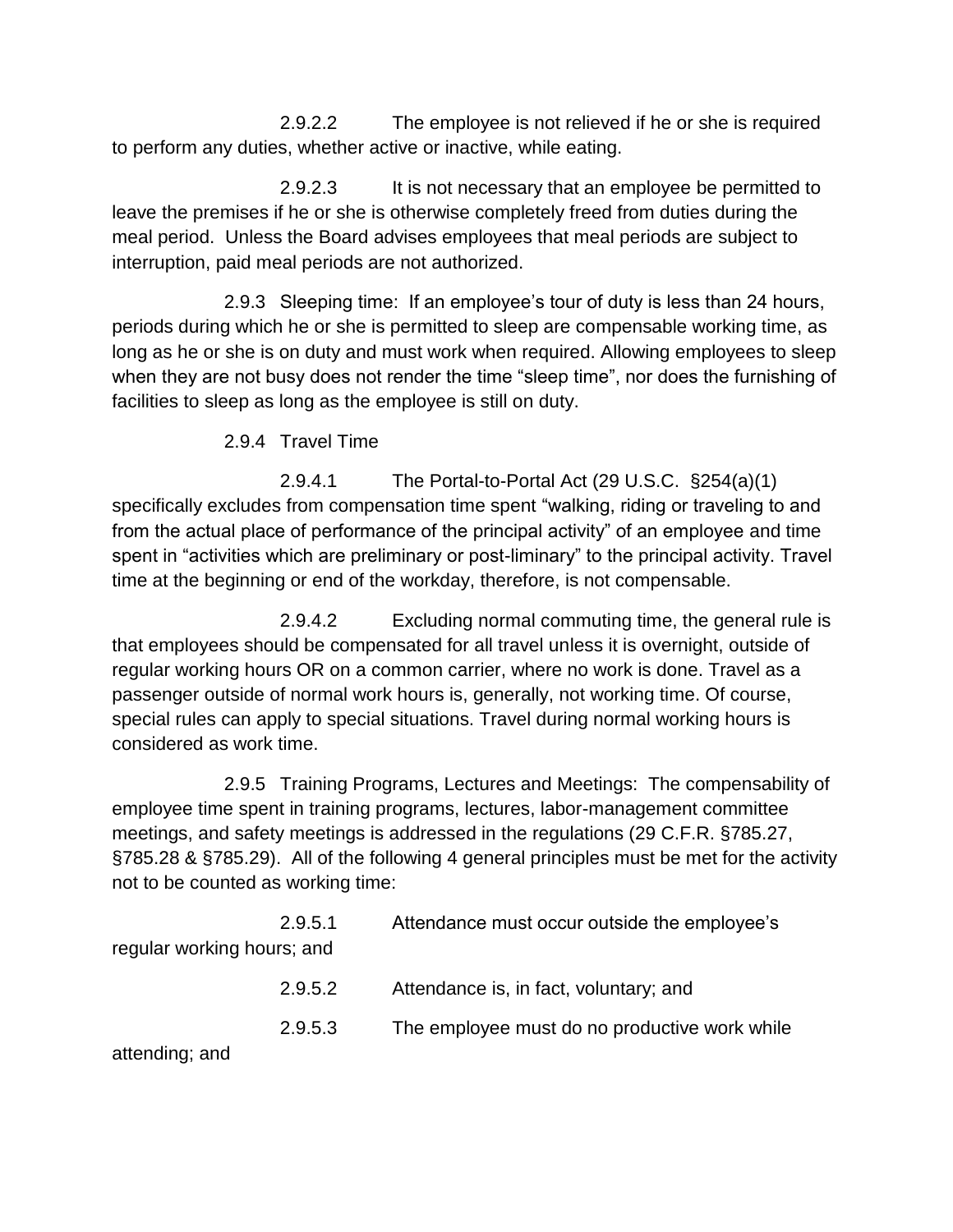2.9.2.2 The employee is not relieved if he or she is required to perform any duties, whether active or inactive, while eating.

2.9.2.3 It is not necessary that an employee be permitted to leave the premises if he or she is otherwise completely freed from duties during the meal period. Unless the Board advises employees that meal periods are subject to interruption, paid meal periods are not authorized.

2.9.3 Sleeping time: If an employee's tour of duty is less than 24 hours, periods during which he or she is permitted to sleep are compensable working time, as long as he or she is on duty and must work when required. Allowing employees to sleep when they are not busy does not render the time "sleep time", nor does the furnishing of facilities to sleep as long as the employee is still on duty.

2.9.4 Travel Time

2.9.4.1 The Portal-to-Portal Act (29 U.S.C. §254(a)(1) specifically excludes from compensation time spent "walking, riding or traveling to and from the actual place of performance of the principal activity" of an employee and time spent in "activities which are preliminary or post-liminary" to the principal activity. Travel time at the beginning or end of the workday, therefore, is not compensable.

2.9.4.2 Excluding normal commuting time, the general rule is that employees should be compensated for all travel unless it is overnight, outside of regular working hours OR on a common carrier, where no work is done. Travel as a passenger outside of normal work hours is, generally, not working time. Of course, special rules can apply to special situations. Travel during normal working hours is considered as work time.

2.9.5 Training Programs, Lectures and Meetings: The compensability of employee time spent in training programs, lectures, labor-management committee meetings, and safety meetings is addressed in the regulations (29 C.F.R. §785.27, §785.28 & §785.29). All of the following 4 general principles must be met for the activity not to be counted as working time:

2.9.5.1 Attendance must occur outside the employee's regular working hours; and

2.9.5.2 Attendance is, in fact, voluntary; and

2.9.5.3 The employee must do no productive work while attending; and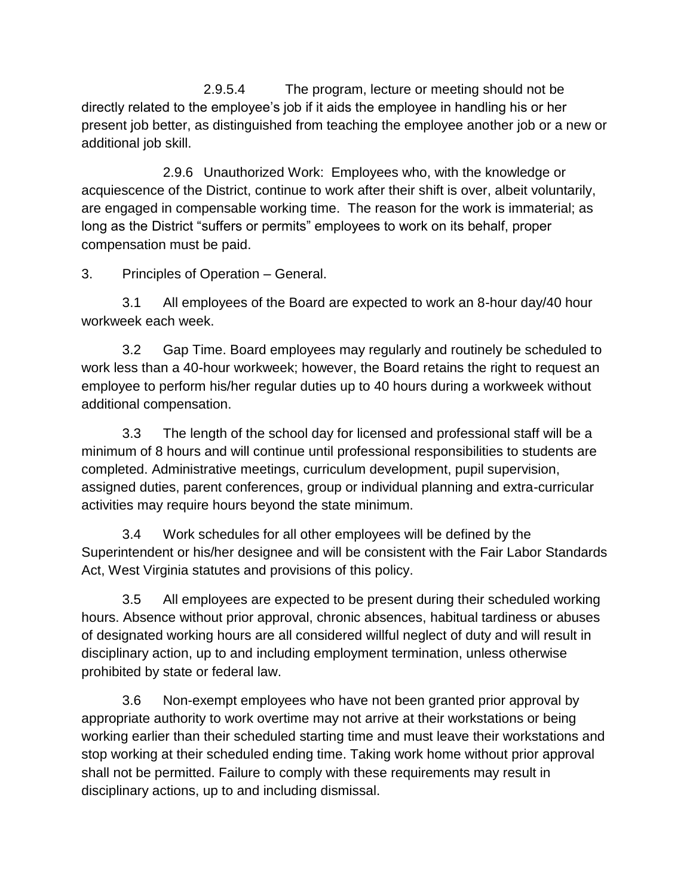2.9.5.4 The program, lecture or meeting should not be directly related to the employee's job if it aids the employee in handling his or her present job better, as distinguished from teaching the employee another job or a new or additional job skill.

2.9.6 Unauthorized Work: Employees who, with the knowledge or acquiescence of the District, continue to work after their shift is over, albeit voluntarily, are engaged in compensable working time. The reason for the work is immaterial; as long as the District "suffers or permits" employees to work on its behalf, proper compensation must be paid.

3. Principles of Operation – General.

3.1 All employees of the Board are expected to work an 8-hour day/40 hour workweek each week.

3.2 Gap Time. Board employees may regularly and routinely be scheduled to work less than a 40-hour workweek; however, the Board retains the right to request an employee to perform his/her regular duties up to 40 hours during a workweek without additional compensation.

3.3 The length of the school day for licensed and professional staff will be a minimum of 8 hours and will continue until professional responsibilities to students are completed. Administrative meetings, curriculum development, pupil supervision, assigned duties, parent conferences, group or individual planning and extra-curricular activities may require hours beyond the state minimum.

3.4 Work schedules for all other employees will be defined by the Superintendent or his/her designee and will be consistent with the Fair Labor Standards Act, West Virginia statutes and provisions of this policy.

3.5 All employees are expected to be present during their scheduled working hours. Absence without prior approval, chronic absences, habitual tardiness or abuses of designated working hours are all considered willful neglect of duty and will result in disciplinary action, up to and including employment termination, unless otherwise prohibited by state or federal law.

3.6 Non-exempt employees who have not been granted prior approval by appropriate authority to work overtime may not arrive at their workstations or being working earlier than their scheduled starting time and must leave their workstations and stop working at their scheduled ending time. Taking work home without prior approval shall not be permitted. Failure to comply with these requirements may result in disciplinary actions, up to and including dismissal.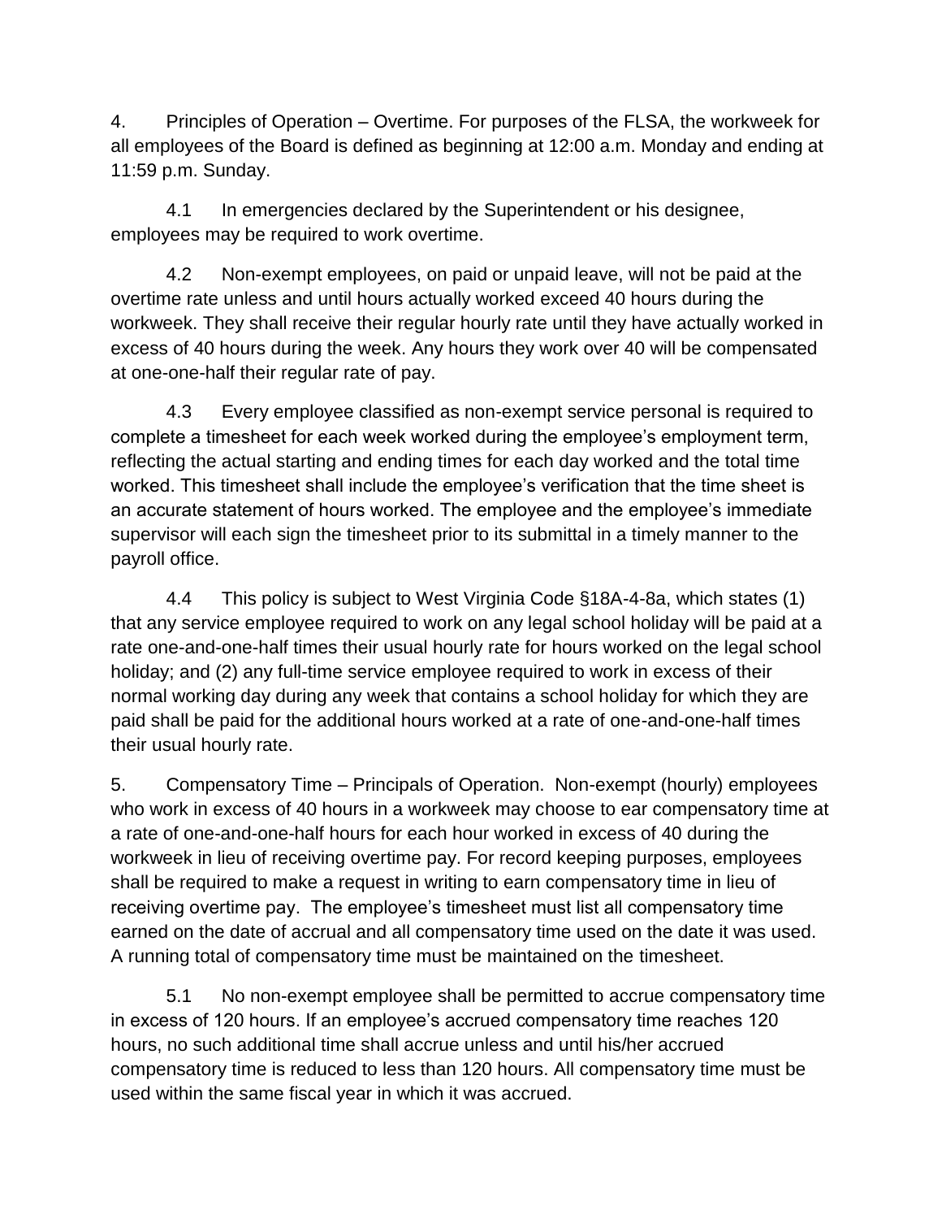4. Principles of Operation – Overtime. For purposes of the FLSA, the workweek for all employees of the Board is defined as beginning at 12:00 a.m. Monday and ending at 11:59 p.m. Sunday.

4.1 In emergencies declared by the Superintendent or his designee, employees may be required to work overtime.

4.2 Non-exempt employees, on paid or unpaid leave, will not be paid at the overtime rate unless and until hours actually worked exceed 40 hours during the workweek. They shall receive their regular hourly rate until they have actually worked in excess of 40 hours during the week. Any hours they work over 40 will be compensated at one-one-half their regular rate of pay.

4.3 Every employee classified as non-exempt service personal is required to complete a timesheet for each week worked during the employee's employment term, reflecting the actual starting and ending times for each day worked and the total time worked. This timesheet shall include the employee's verification that the time sheet is an accurate statement of hours worked. The employee and the employee's immediate supervisor will each sign the timesheet prior to its submittal in a timely manner to the payroll office.

4.4 This policy is subject to West Virginia Code §18A-4-8a, which states (1) that any service employee required to work on any legal school holiday will be paid at a rate one-and-one-half times their usual hourly rate for hours worked on the legal school holiday; and (2) any full-time service employee required to work in excess of their normal working day during any week that contains a school holiday for which they are paid shall be paid for the additional hours worked at a rate of one-and-one-half times their usual hourly rate.

5. Compensatory Time – Principals of Operation. Non-exempt (hourly) employees who work in excess of 40 hours in a workweek may choose to ear compensatory time at a rate of one-and-one-half hours for each hour worked in excess of 40 during the workweek in lieu of receiving overtime pay. For record keeping purposes, employees shall be required to make a request in writing to earn compensatory time in lieu of receiving overtime pay. The employee's timesheet must list all compensatory time earned on the date of accrual and all compensatory time used on the date it was used. A running total of compensatory time must be maintained on the timesheet.

5.1 No non-exempt employee shall be permitted to accrue compensatory time in excess of 120 hours. If an employee's accrued compensatory time reaches 120 hours, no such additional time shall accrue unless and until his/her accrued compensatory time is reduced to less than 120 hours. All compensatory time must be used within the same fiscal year in which it was accrued.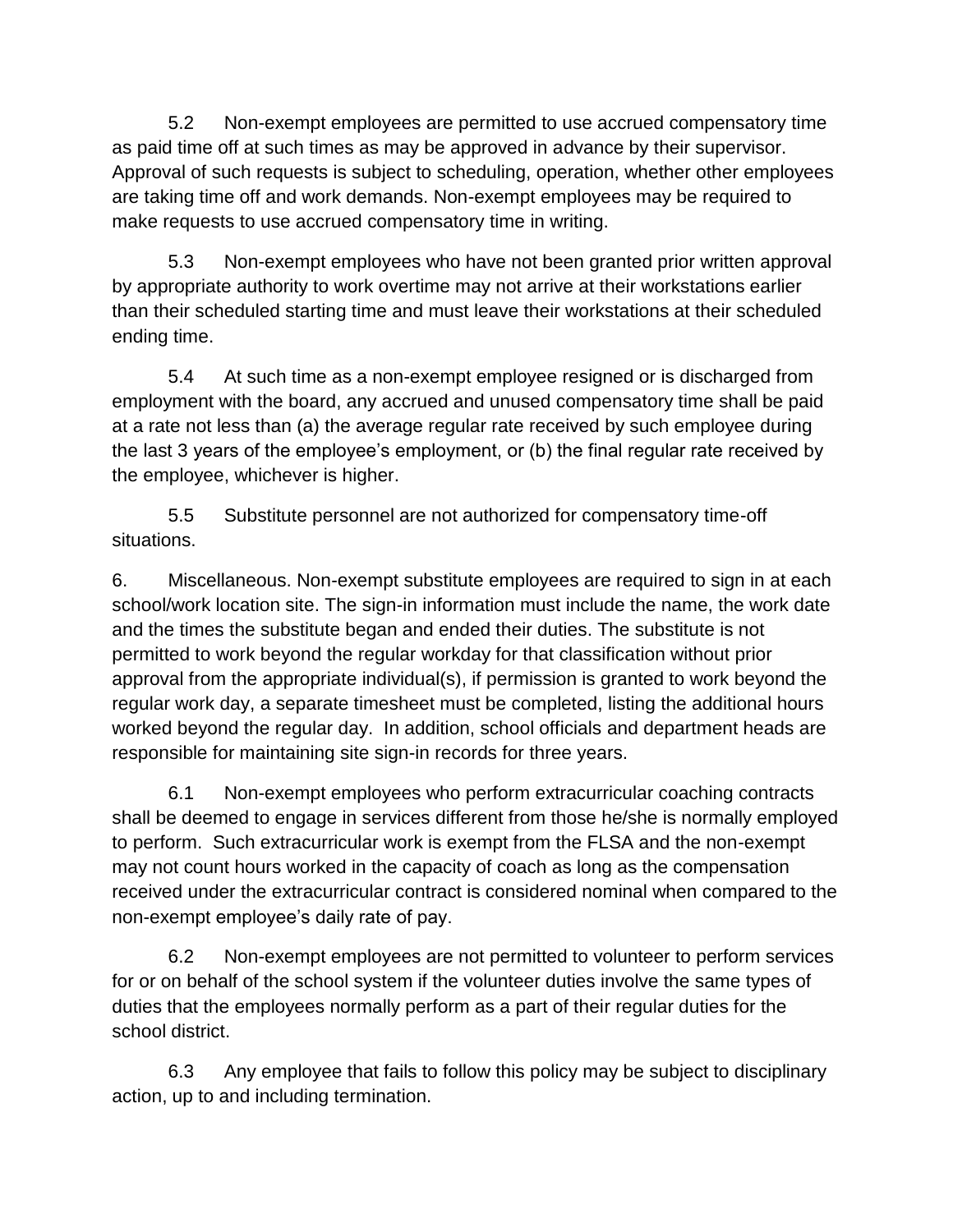5.2 Non-exempt employees are permitted to use accrued compensatory time as paid time off at such times as may be approved in advance by their supervisor. Approval of such requests is subject to scheduling, operation, whether other employees are taking time off and work demands. Non-exempt employees may be required to make requests to use accrued compensatory time in writing.

5.3 Non-exempt employees who have not been granted prior written approval by appropriate authority to work overtime may not arrive at their workstations earlier than their scheduled starting time and must leave their workstations at their scheduled ending time.

5.4 At such time as a non-exempt employee resigned or is discharged from employment with the board, any accrued and unused compensatory time shall be paid at a rate not less than (a) the average regular rate received by such employee during the last 3 years of the employee's employment, or (b) the final regular rate received by the employee, whichever is higher.

5.5 Substitute personnel are not authorized for compensatory time-off situations.

6. Miscellaneous. Non-exempt substitute employees are required to sign in at each school/work location site. The sign-in information must include the name, the work date and the times the substitute began and ended their duties. The substitute is not permitted to work beyond the regular workday for that classification without prior approval from the appropriate individual(s), if permission is granted to work beyond the regular work day, a separate timesheet must be completed, listing the additional hours worked beyond the regular day. In addition, school officials and department heads are responsible for maintaining site sign-in records for three years.

6.1 Non-exempt employees who perform extracurricular coaching contracts shall be deemed to engage in services different from those he/she is normally employed to perform. Such extracurricular work is exempt from the FLSA and the non-exempt may not count hours worked in the capacity of coach as long as the compensation received under the extracurricular contract is considered nominal when compared to the non-exempt employee's daily rate of pay.

6.2 Non-exempt employees are not permitted to volunteer to perform services for or on behalf of the school system if the volunteer duties involve the same types of duties that the employees normally perform as a part of their regular duties for the school district.

6.3 Any employee that fails to follow this policy may be subject to disciplinary action, up to and including termination.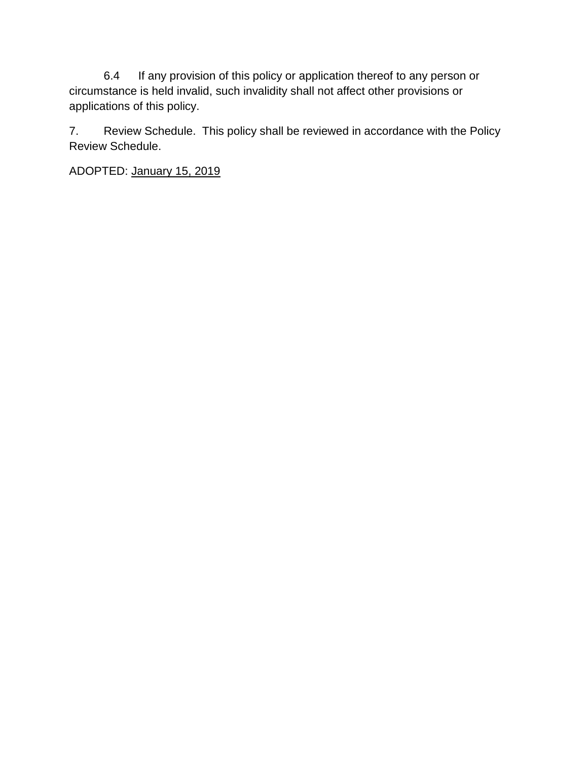6.4 If any provision of this policy or application thereof to any person or circumstance is held invalid, such invalidity shall not affect other provisions or applications of this policy.

7. Review Schedule. This policy shall be reviewed in accordance with the Policy Review Schedule.

ADOPTED: <u>January 15, 2019</u>